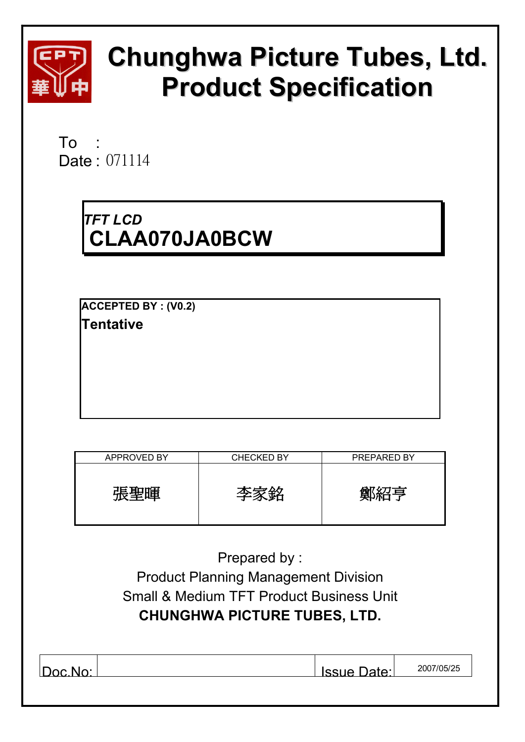# Chunghwa Picture Tubes, Ltd.
# Product Specification

To :
Date : 071114

*TFT LCD*
## CLAA070JA0BCW

**ACCEPTED BY : (V0.2)**
**Tentative**

| APPROVED BY | CHECKED BY | PREPARED BY |
|---|---|---|
| 張聖暉 | 李家銘 | 鄭紹亨 |

Prepared by :
Product Planning Management Division
Small & Medium TFT Product Business Unit
**CHUNGHWA PICTURE TUBES, LTD.**

| Doc.No: | | Issue Date: | 2007/05/25 |
|---|---|---|---|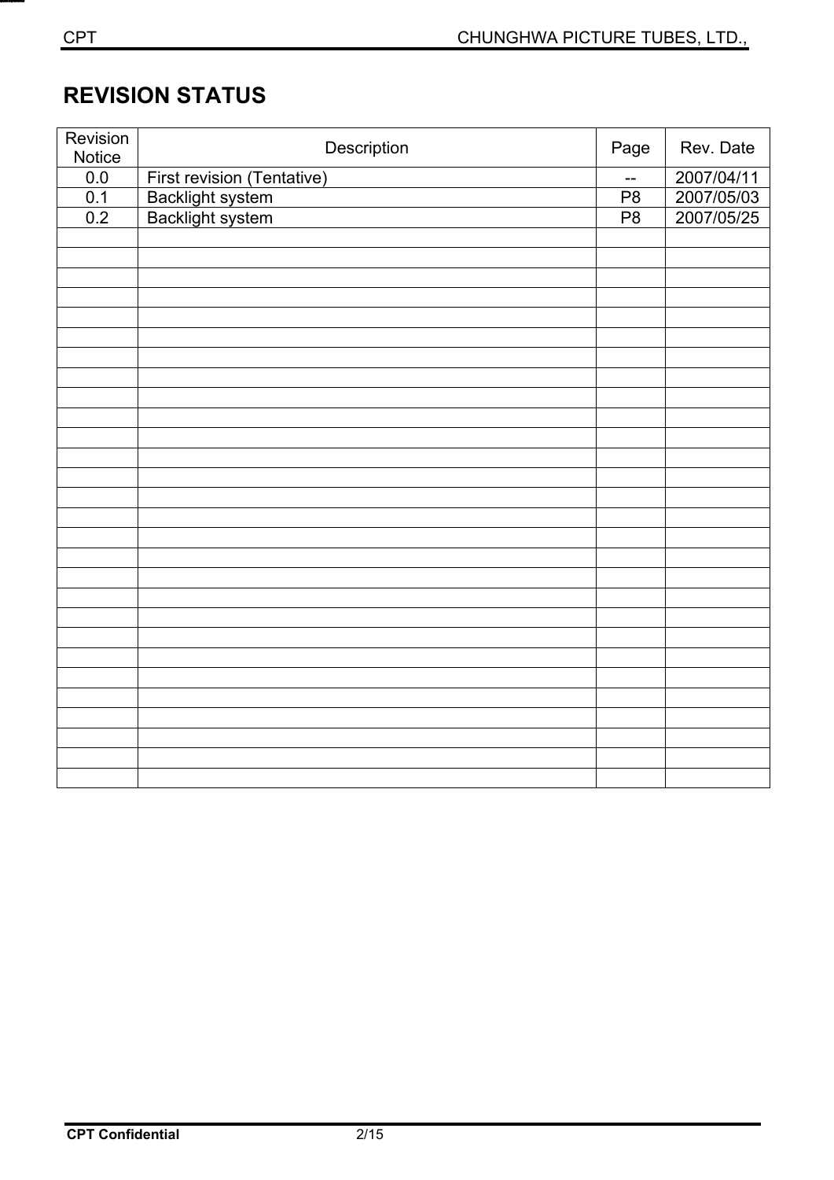## REVISION STATUS

| Revision Notice | Description | Page | Rev. Date |
|---|---|---|---|
| 0.0 | First revision (Tentative) | -- | 2007/04/11 |
| 0.1 | Backlight system | P8 | 2007/05/03 |
| 0.2 | Backlight system | P8 | 2007/05/25 |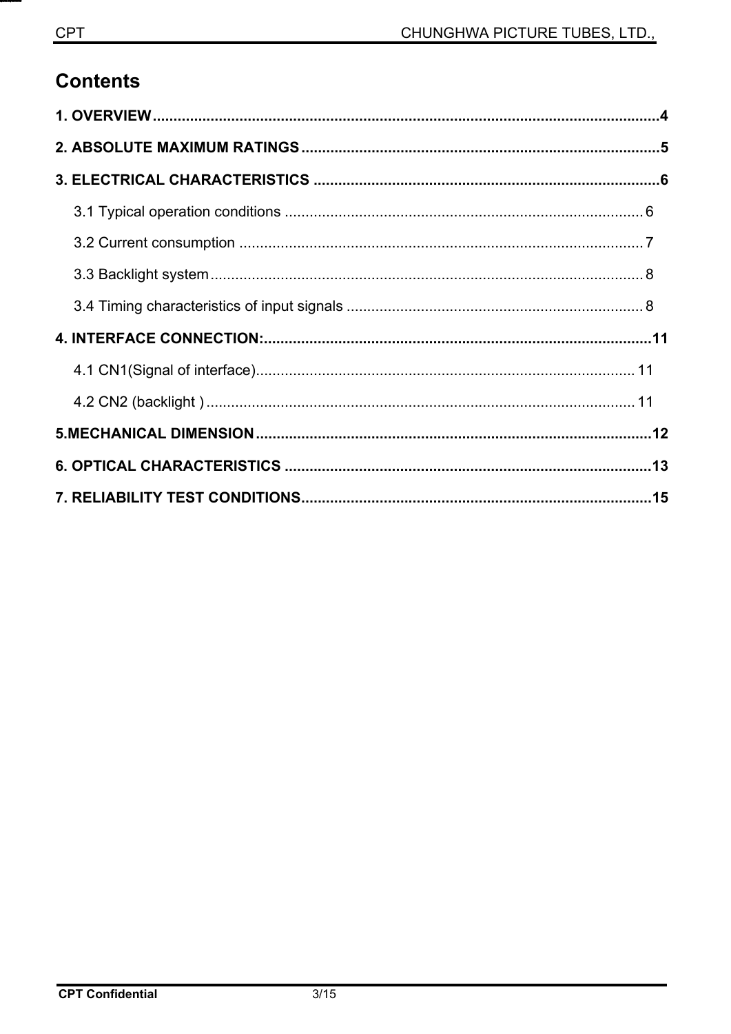# Contents

**1. OVERVIEW**......................................................................................................................**4**

**2. ABSOLUTE MAXIMUM RATINGS**......................................................................................**5**

**3. ELECTRICAL CHARACTERISTICS**...................................................................................**6**

- 3.1 Typical operation conditions ...................................................................................... 6
- 3.2 Current consumption ................................................................................................. 7
- 3.3 Backlight system........................................................................................................ 8
- 3.4 Timing characteristics of input signals ....................................................................... 8

**4. INTERFACE CONNECTION:**............................................................................................**11**

- 4.1 CN1(Signal of interface)........................................................................................... 11
- 4.2 CN2 (backlight ) ....................................................................................................... 11

**5.MECHANICAL DIMENSION**...............................................................................................**12**

**6. OPTICAL CHARACTERISTICS**........................................................................................**13**

**7. RELIABILITY TEST CONDITIONS**....................................................................................**15**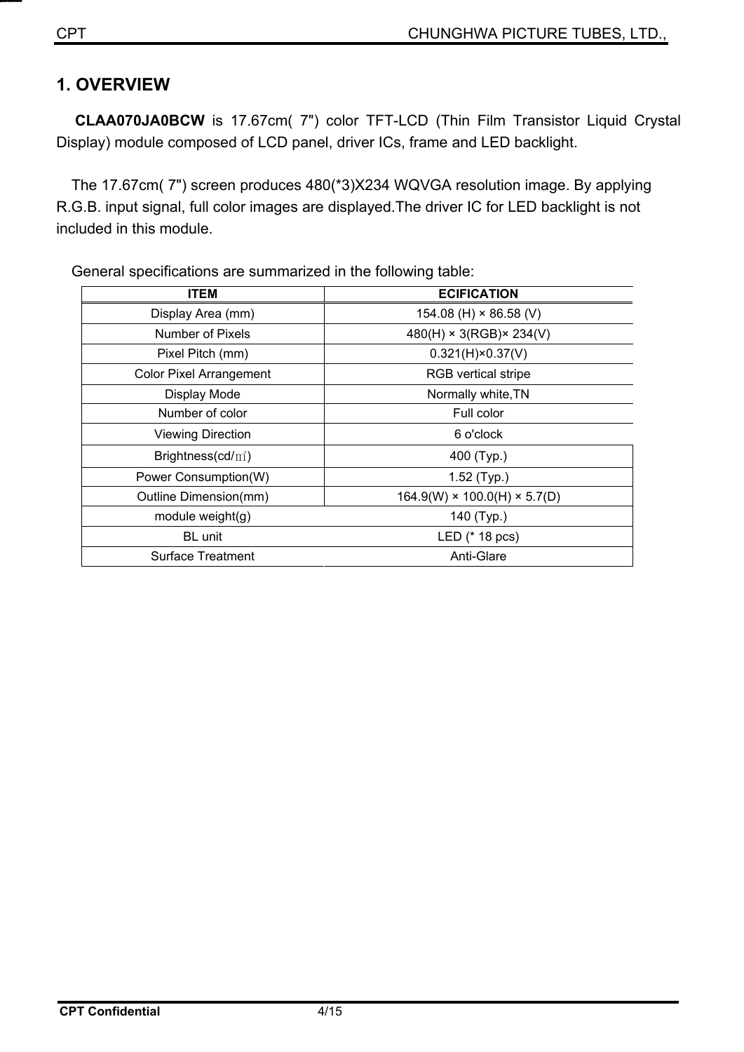# 1. OVERVIEW

**CLAA070JA0BCW** is 17.67cm( 7") color TFT-LCD (Thin Film Transistor Liquid Crystal Display) module composed of LCD panel, driver ICs, frame and LED backlight.

The 17.67cm( 7") screen produces 480(*3)X234 WQVGA resolution image. By applying R.G.B. input signal, full color images are displayed.The driver IC for LED backlight is not included in this module.

General specifications are summarized in the following table:

| ITEM | ECIFICATION |
|---|---|
| Display Area (mm) | 154.08 (H) × 86.58 (V) |
| Number of Pixels | 480(H) × 3(RGB)× 234(V) |
| Pixel Pitch (mm) | 0.321(H)×0.37(V) |
| Color Pixel Arrangement | RGB vertical stripe |
| Display Mode | Normally white,TN |
| Number of color | Full color |
| Viewing Direction | 6 o'clock |
| Brightness(cd/㎡) | 400 (Typ.) |
| Power Consumption(W) | 1.52 (Typ.) |
| Outline Dimension(mm) | 164.9(W) × 100.0(H) × 5.7(D) |
| module weight(g) | 140 (Typ.) |
| BL unit | LED (* 18 pcs) |
| Surface Treatment | Anti-Glare |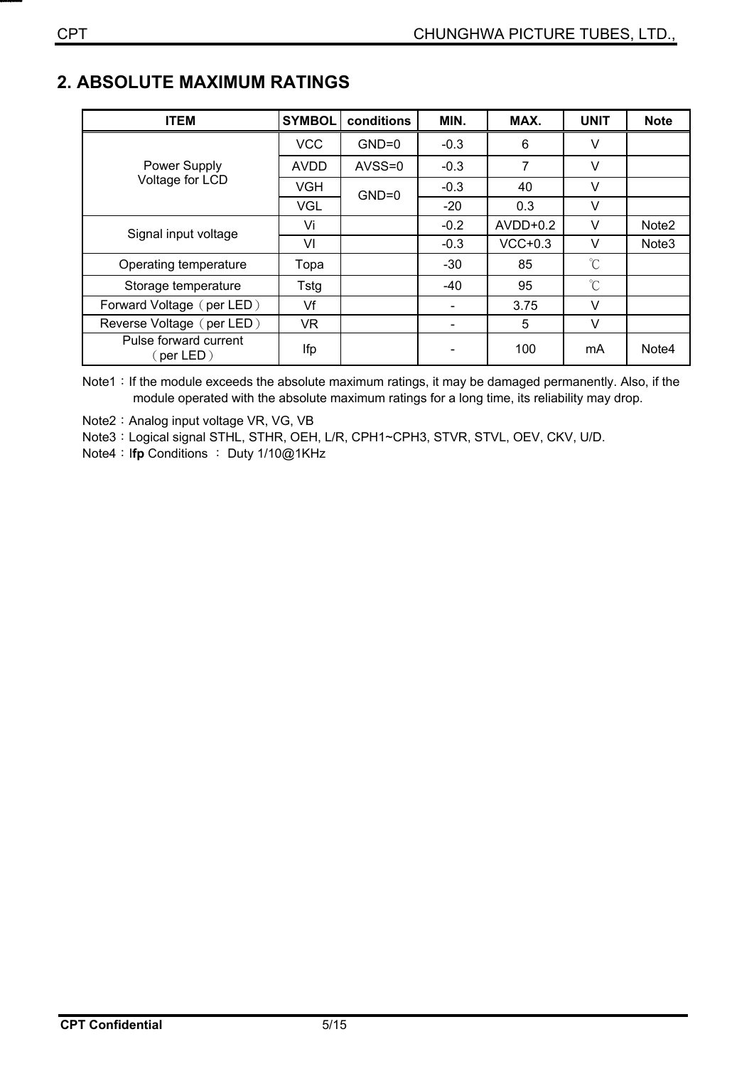## 2. ABSOLUTE MAXIMUM RATINGS

| ITEM | SYMBOL | conditions | MIN. | MAX. | UNIT | Note |
|---|---|---|---|---|---|---|
| Power Supply Voltage for LCD | VCC | GND=0 | -0.3 | 6 | V | |
| | AVDD | AVSS=0 | -0.3 | 7 | V | |
| | VGH | GND=0 | -0.3 | 40 | V | |
| | VGL | | -20 | 0.3 | V | |
| Signal input voltage | Vi | | -0.2 | AVDD+0.2 | V | Note2 |
| | Vl | | -0.3 | VCC+0.3 | V | Note3 |
| Operating temperature | Topa | | -30 | 85 | ℃ | |
| Storage temperature | Tstg | | -40 | 95 | ℃ | |
| Forward Voltage（per LED） | Vf | | - | 3.75 | V | |
| Reverse Voltage（per LED） | VR | | - | 5 | V | |
| Pulse forward current（per LED） | Ifp | | - | 100 | mA | Note4 |

Note1：If the module exceeds the absolute maximum ratings, it may be damaged permanently. Also, if the module operated with the absolute maximum ratings for a long time, its reliability may drop.

Note2：Analog input voltage VR, VG, VB

Note3：Logical signal STHL, STHR, OEH, L/R, CPH1~CPH3, STVR, STVL, OEV, CKV, U/D.

Note4：I**fp** Conditions ： Duty 1/10@1KHz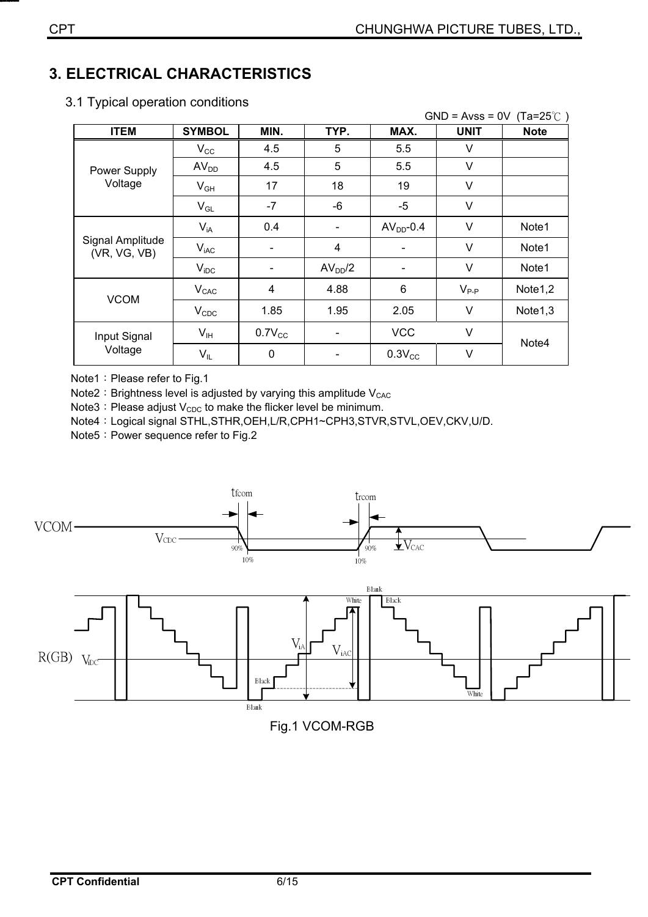// 3. ELECTRICAL CHARACTERISTICS

## 3.1 Typical operation conditions

GND = Avss = 0V (Ta=25℃)

| ITEM | SYMBOL | MIN. | TYP. | MAX. | UNIT | Note |
|---|---|---|---|---|---|---|
| Power Supply Voltage | $V_{CC}$ | 4.5 | 5 | 5.5 | V | |
| | $AV_{DD}$ | 4.5 | 5 | 5.5 | V | |
| | $V_{GH}$ | 17 | 18 | 19 | V | |
| | $V_{GL}$ | -7 | -6 | -5 | V | |
| Signal Amplitude (VR, VG, VB) | $V_{iA}$ | 0.4 | - | $AV_{DD}$-0.4 | V | Note1 |
| | $V_{iAC}$ | - | 4 | - | V | Note1 |
| | $V_{iDC}$ | - | $AV_{DD}/2$ | - | V | Note1 |
| VCOM | $V_{CAC}$ | 4 | 4.88 | 6 | $V_{P-P}$ | Note1,2 |
| | $V_{CDC}$ | 1.85 | 1.95 | 2.05 | V | Note1,3 |
| Input Signal Voltage | $V_{IH}$ | $0.7V_{CC}$ | - | VCC | V | Note4 |
| | $V_{IL}$ | 0 | - | $0.3V_{CC}$ | V | |

Note1：Please refer to Fig.1
Note2：Brightness level is adjusted by varying this amplitude $V_{CAC}$
Note3：Please adjust $V_{CDC}$ to make the flicker level be minimum.
Note4：Logical signal STHL,STHR,OEH,L/R,CPH1~CPH3,STVR,STVL,OEV,CKV,U/D.
Note5：Power sequence refer to Fig.2

Fig.1 VCOM-RGB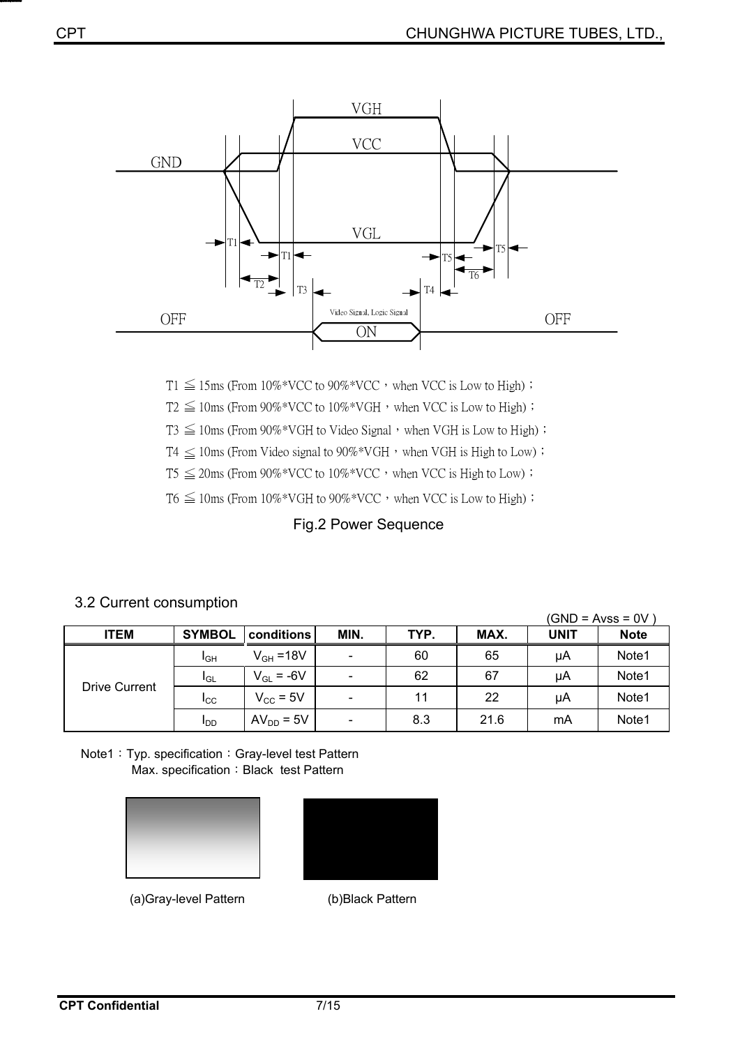T1 ≦ 15ms (From 10%*VCC to 90%*VCC，when VCC is Low to High)；

T2 ≦ 10ms (From 90%*VCC to 10%*VGH，when VCC is Low to High)；

T3 ≦ 10ms (From 90%*VGH to Video Signal，when VGH is Low to High)；

T4 ≦ 10ms (From Video signal to 90%*VGH，when VGH is High to Low)；

T5 ≦ 20ms (From 90%*VCC to 10%*VCC，when VCC is High to Low)；

T6 ≦ 10ms (From 10%*VGH to 90%*VCC，when VCC is Low to High)；

Fig.2 Power Sequence

## 3.2 Current consumption

(GND = Avss = 0V )

| ITEM | SYMBOL | conditions | MIN. | TYP. | MAX. | UNIT | Note |
|---|---|---|---|---|---|---|---|
| Drive Current | $I_{GH}$ | $V_{GH}$ =18V | - | 60 | 65 | μA | Note1 |
| | $I_{GL}$ | $V_{GL}$ = -6V | - | 62 | 67 | μA | Note1 |
| | $I_{CC}$ | $V_{CC}$ = 5V | - | 11 | 22 | μA | Note1 |
| | $I_{DD}$ | $AV_{DD}$ = 5V | - | 8.3 | 21.6 | mA | Note1 |

Note1：Typ. specification：Gray-level test Pattern
Max. specification：Black test Pattern

(a)Gray-level Pattern (b)Black Pattern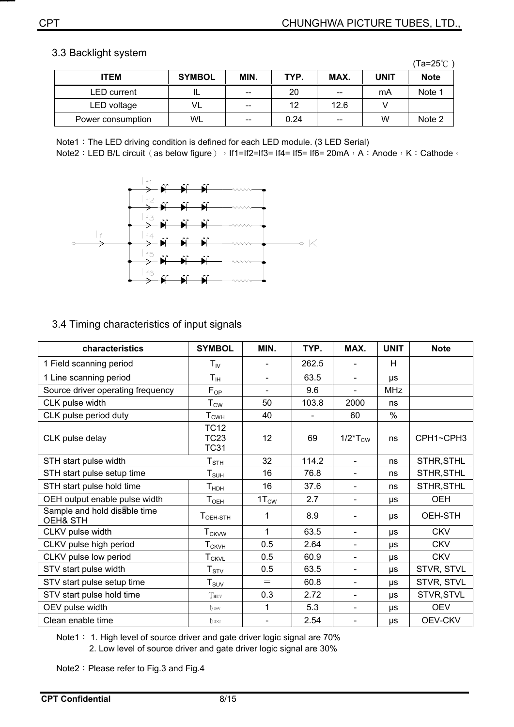## 3.3 Backlight system

(Ta=25℃)

| ITEM | SYMBOL | MIN. | TYP. | MAX. | UNIT | Note |
|---|---|---|---|---|---|---|
| LED current | IL | -- | 20 | -- | mA | Note 1 |
| LED voltage | VL | -- | 12 | 12.6 | V | |
| Power consumption | WL | -- | 0.24 | -- | W | Note 2 |

Note1：The LED driving condition is defined for each LED module. (3 LED Serial)

Note2：LED B/L circuit（as below figure），If1=If2=If3= If4= If5= If6= 20mA，A：Anode，K：Cathode。

## 3.4 Timing characteristics of input signals

| characteristics | SYMBOL | MIN. | TYP. | MAX. | UNIT | Note |
|---|---|---|---|---|---|---|
| 1 Field scanning period | $T_{IV}$ | - | 262.5 | - | H | |
| 1 Line scanning period | $T_{IH}$ | - | 63.5 | - | μs | |
| Source driver operating frequency | $F_{OP}$ | - | 9.6 | - | MHz | |
| CLK pulse width | $T_{CW}$ | 50 | 103.8 | 2000 | ns | |
| CLK pulse period duty | $T_{CWH}$ | 40 | - | 60 | % | |
| CLK pulse delay | TC12 TC23 TC31 | 12 | 69 | $1/2*T_{CW}$ | ns | CPH1~CPH3 |
| STH start pulse width | $T_{STH}$ | 32 | 114.2 | - | ns | STHR,STHL |
| STH start pulse setup time | $T_{SUH}$ | 16 | 76.8 | - | ns | STHR,STHL |
| STH start pulse hold time | $T_{HDH}$ | 16 | 37.6 | - | ns | STHR,STHL |
| OEH output enable pulse width | $T_{OEH}$ | $1T_{CW}$ | 2.7 | - | μs | OEH |
| Sample and hold disable time OEH& STH | $T_{OEH-STH}$ | 1 | 8.9 | - | μs | OEH-STH |
| CLKV pulse width | $T_{CKVW}$ | 1 | 63.5 | - | μs | CKV |
| CLKV pulse high period | $T_{CKVH}$ | 0.5 | 2.64 | - | μs | CKV |
| CLKV pulse low period | $T_{CKVL}$ | 0.5 | 60.9 | - | μs | CKV |
| STV start pulse width | $T_{STV}$ | 0.5 | 63.5 | - | μs | STVR, STVL |
| STV start pulse setup time | $T_{SUV}$ | = | 60.8 | - | μs | STVR, STVL |
| STV start pulse hold time | $T_{HDV}$ | 0.3 | 2.72 | - | μs | STVR,STVL |
| OEV pulse width | $t_{OEV}$ | 1 | 5.3 | - | μs | OEV |
| Clean enable time | $t_{DIS2}$ | - | 2.54 | - | μs | OEV-CKV |

Note1： 1. High level of source driver and gate driver logic signal are 70%
2. Low level of source driver and gate driver logic signal are 30%

Note2：Please refer to Fig.3 and Fig.4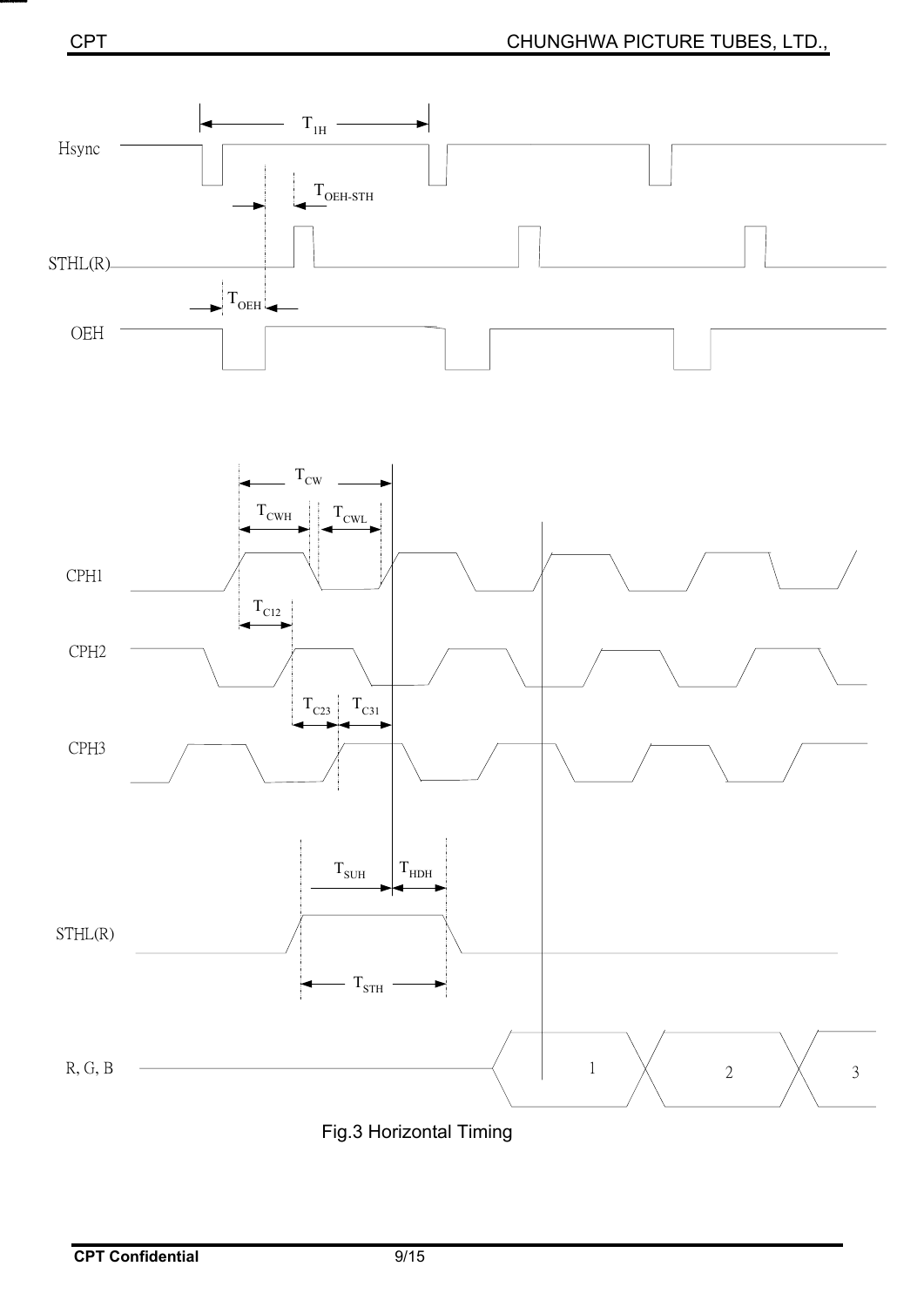Fig.3 Horizontal Timing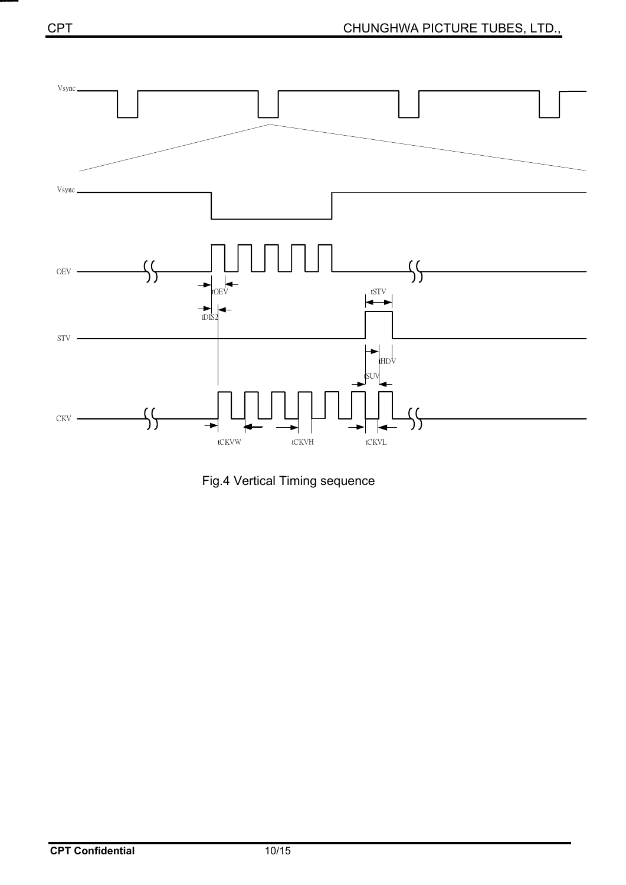Fig.4 Vertical Timing sequence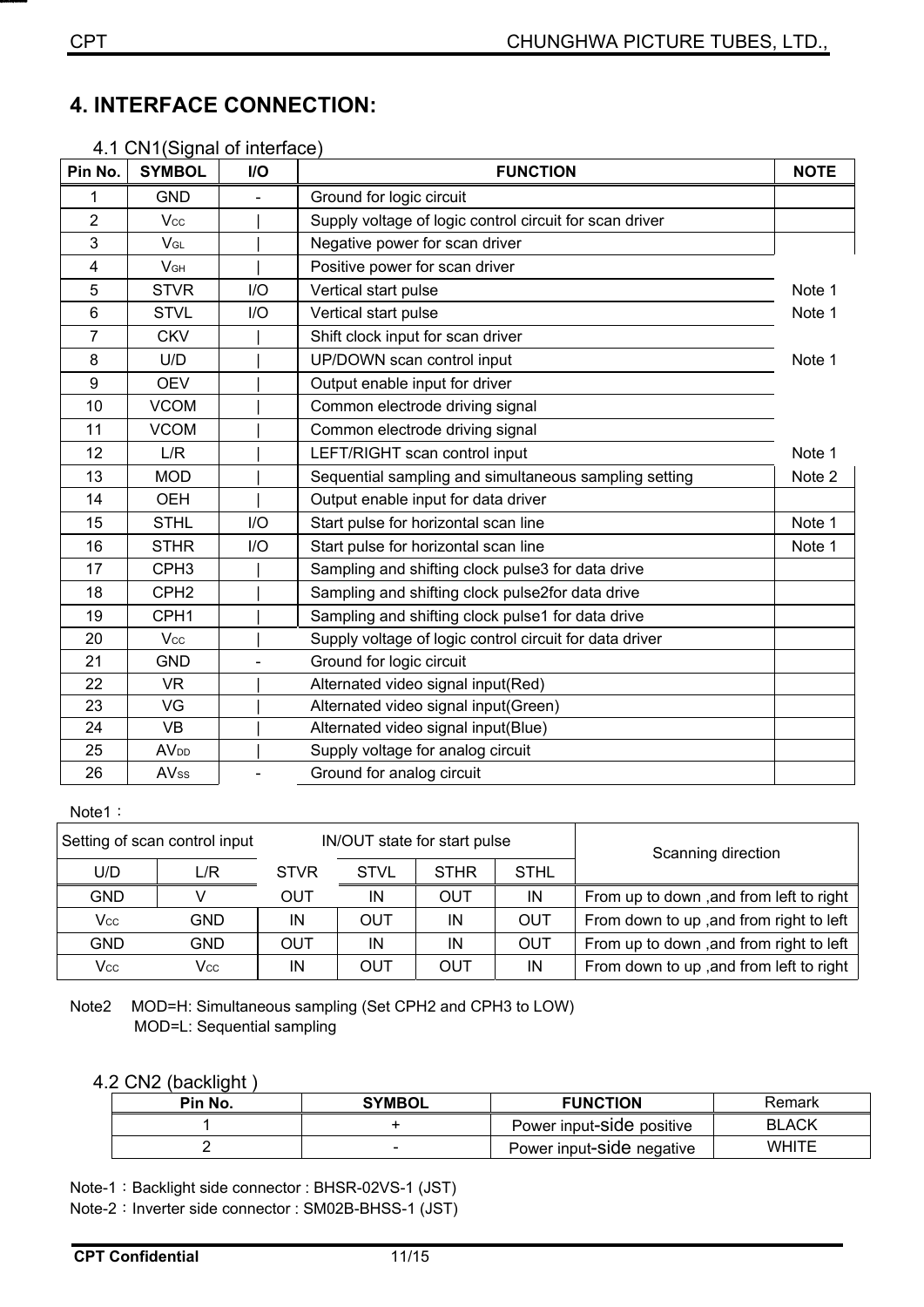## 4. INTERFACE CONNECTION:

4.1 CN1(Signal of interface)

| Pin No. | SYMBOL | I/O | FUNCTION | NOTE |
|---|---|---|---|---|
| 1 | GND | - | Ground for logic circuit | |
| 2 | $V_{CC}$ | \| | Supply voltage of logic control circuit for scan driver | |
| 3 | $V_{GL}$ | \| | Negative power for scan driver | |
| 4 | $V_{GH}$ | \| | Positive power for scan driver | |
| 5 | STVR | I/O | Vertical start pulse | Note 1 |
| 6 | STVL | I/O | Vertical start pulse | Note 1 |
| 7 | CKV | \| | Shift clock input for scan driver | |
| 8 | U/D | \| | UP/DOWN scan control input | Note 1 |
| 9 | OEV | \| | Output enable input for driver | |
| 10 | VCOM | \| | Common electrode driving signal | |
| 11 | VCOM | \| | Common electrode driving signal | |
| 12 | L/R | \| | LEFT/RIGHT scan control input | Note 1 |
| 13 | MOD | \| | Sequential sampling and simultaneous sampling setting | Note 2 |
| 14 | OEH | \| | Output enable input for data driver | |
| 15 | STHL | I/O | Start pulse for horizontal scan line | Note 1 |
| 16 | STHR | I/O | Start pulse for horizontal scan line | Note 1 |
| 17 | CPH3 | \| | Sampling and shifting clock pulse3 for data drive | |
| 18 | CPH2 | \| | Sampling and shifting clock pulse2for data drive | |
| 19 | CPH1 | \| | Sampling and shifting clock pulse1 for data drive | |
| 20 | $V_{CC}$ | \| | Supply voltage of logic control circuit for data driver | |
| 21 | GND | - | Ground for logic circuit | |
| 22 | VR | \| | Alternated video signal input(Red) | |
| 23 | VG | \| | Alternated video signal input(Green) | |
| 24 | VB | \| | Alternated video signal input(Blue) | |
| 25 | $AV_{DD}$ | \| | Supply voltage for analog circuit | |
| 26 | $AV_{SS}$ | - | Ground for analog circuit | |

Note1：

| Setting of scan control input | | IN/OUT state for start pulse | | | | Scanning direction |
|---|---|---|---|---|---|---|
| U/D | L/R | STVR | STVL | STHR | STHL | |
| GND | V | OUT | IN | OUT | IN | From up to down ,and from left to right |
| $V_{CC}$ | GND | IN | OUT | IN | OUT | From down to up ,and from right to left |
| GND | GND | OUT | IN | IN | OUT | From up to down ,and from right to left |
| $V_{CC}$ | $V_{CC}$ | IN | OUT | OUT | IN | From down to up ,and from left to right |

Note2 MOD=H: Simultaneous sampling (Set CPH2 and CPH3 to LOW)
MOD=L: Sequential sampling

4.2 CN2 (backlight )

| Pin No. | SYMBOL | FUNCTION | Remark |
|---|---|---|---|
| 1 | + | Power input-side positive | BLACK |
| 2 | - | Power input-side negative | WHITE |

Note-1：Backlight side connector : BHSR-02VS-1 (JST)
Note-2：Inverter side connector : SM02B-BHSS-1 (JST)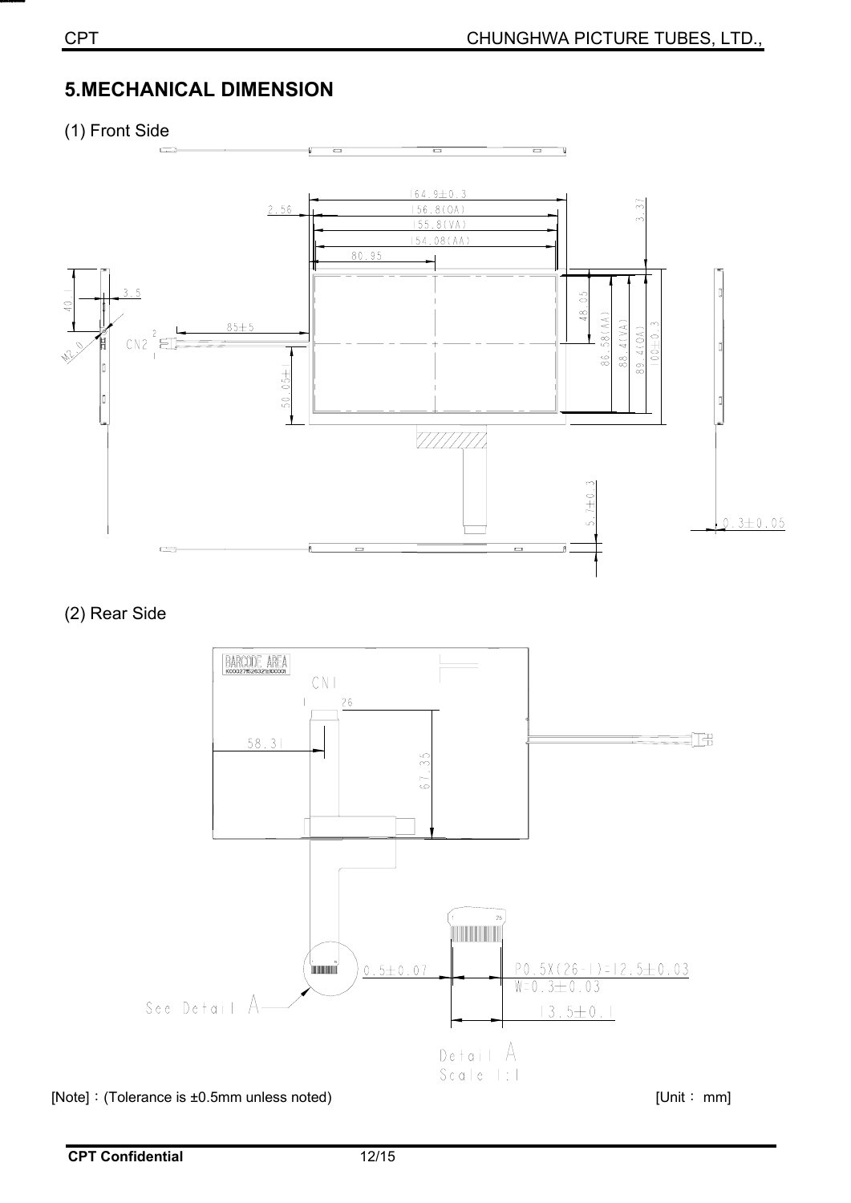## 5.MECHANICAL DIMENSION

(1) Front Side

(2) Rear Side

[Note]：(Tolerance is ±0.5mm unless noted)

[Unit： mm]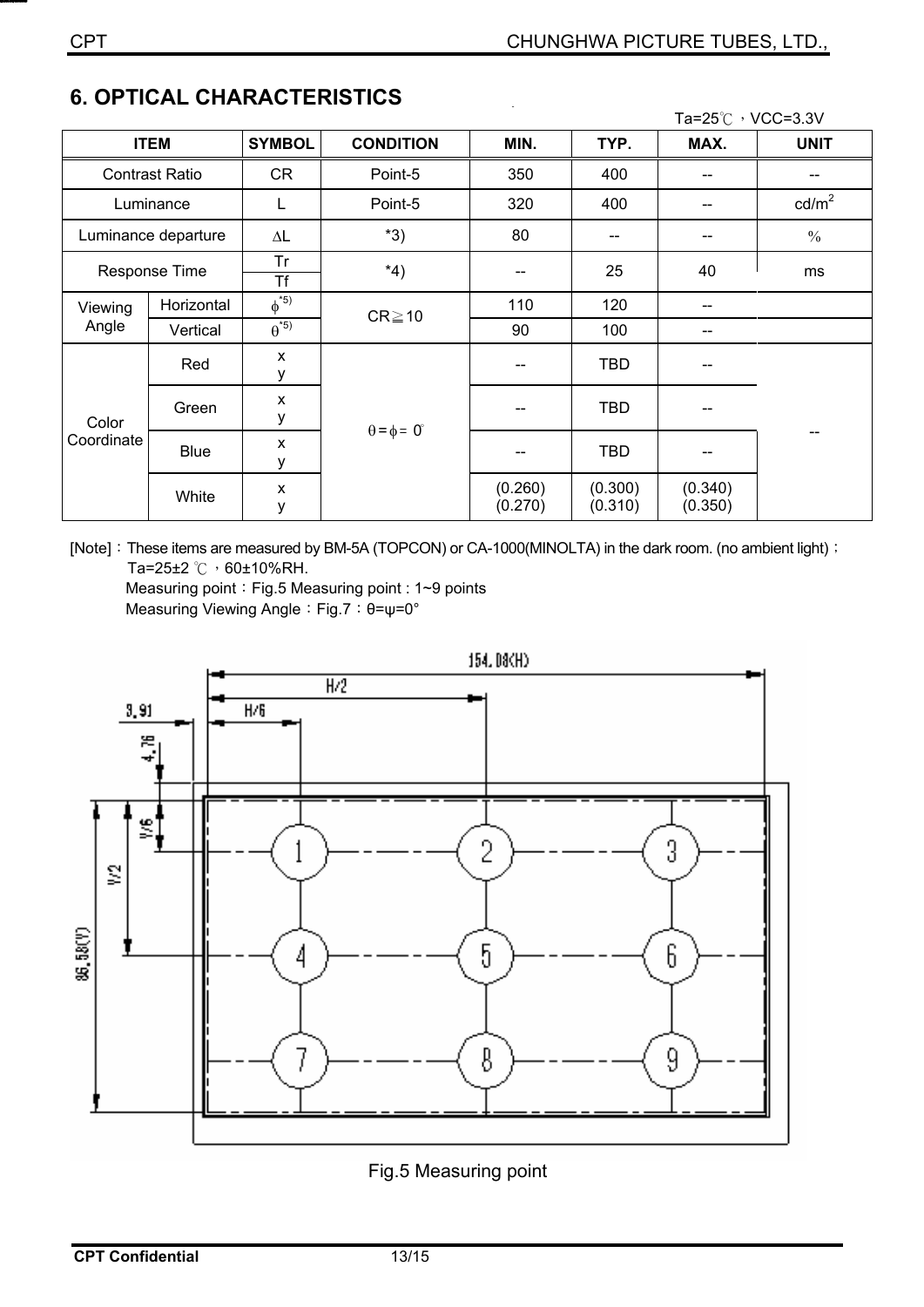## 6. OPTICAL CHARACTERISTICS

Ta=25℃，VCC=3.3V

| ITEM | | SYMBOL | CONDITION | MIN. | TYP. | MAX. | UNIT |
|---|---|---|---|---|---|---|---|
| Contrast Ratio | | CR | Point-5 | 350 | 400 | -- | -- |
| Luminance | | L | Point-5 | 320 | 400 | -- | cd/m$^2$ |
| Luminance departure | | ΔL | *3) | 80 | -- | -- | % |
| Response Time | | Tr / Tf | *4) | -- | 25 | 40 | ms |
| Viewing Angle | Horizontal | φ*5) | CR≧10 | 110 | 120 | -- | |
| | Vertical | θ*5) | | 90 | 100 | -- | |
| Color Coordinate | Red | x / y | θ = φ = 0° | -- | TBD | -- | -- |
| | Green | x / y | | -- | TBD | -- | |
| | Blue | x / y | | -- | TBD | -- | |
| | White | x / y | | (0.260) / (0.270) | (0.300) / (0.310) | (0.340) / (0.350) | |

[Note]：These items are measured by BM-5A (TOPCON) or CA-1000(MINOLTA) in the dark room. (no ambient light)；
Ta=25±2 ℃，60±10%RH.
Measuring point：Fig.5 Measuring point : 1~9 points
Measuring Viewing Angle：Fig.7：θ=ψ=0°

154.08(H), H/2, H/6, 3.91, 4.76, V/6, V/2, 86.58(V)

1 2 3
4 5 6
7 8 9

Fig.5 Measuring point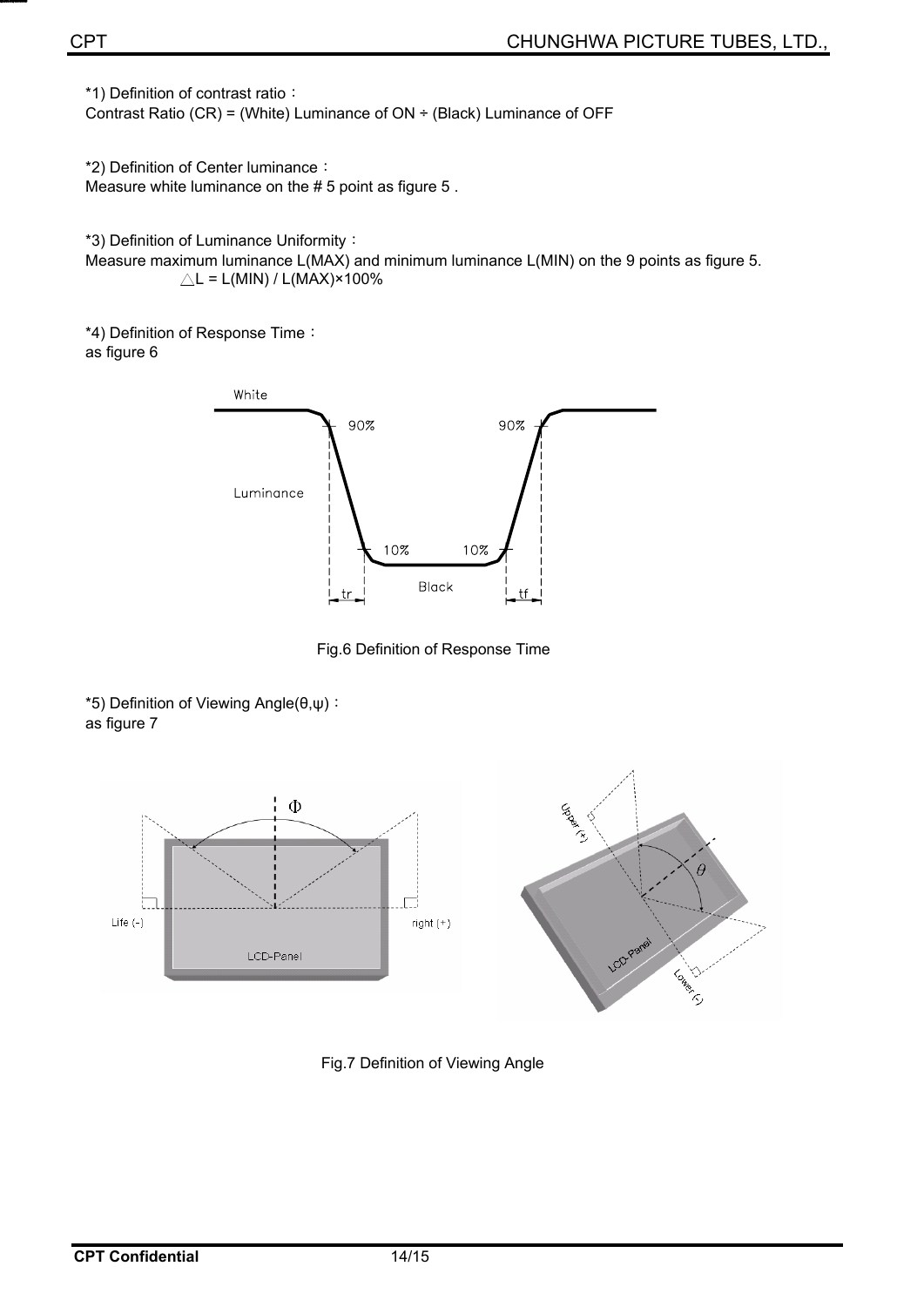*1) Definition of contrast ratio：
Contrast Ratio (CR) = (White) Luminance of ON ÷ (Black) Luminance of OFF

*2) Definition of Center luminance：
Measure white luminance on the # 5 point as figure 5 .

*3) Definition of Luminance Uniformity：
Measure maximum luminance L(MAX) and minimum luminance L(MIN) on the 9 points as figure 5.

$\triangle L = L(MIN) / L(MAX) \times 100\%$

*4) Definition of Response Time：
as figure 6

Fig.6 Definition of Response Time

*5) Definition of Viewing Angle(θ,ψ)：
as figure 7

Fig.7 Definition of Viewing Angle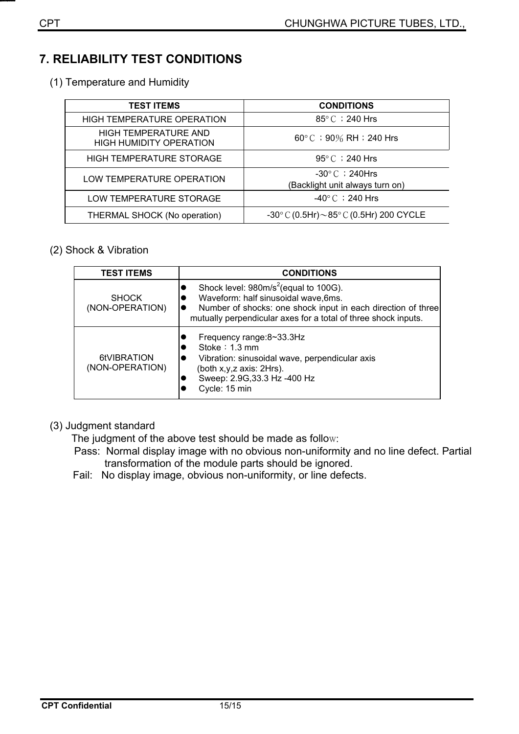# 7. RELIABILITY TEST CONDITIONS

(1) Temperature and Humidity

| TEST ITEMS | CONDITIONS |
|---|---|
| HIGH TEMPERATURE OPERATION | 85°C；240 Hrs |
| HIGH TEMPERATURE AND HIGH HUMIDITY OPERATION | 60°C；90% RH；240 Hrs |
| HIGH TEMPERATURE STORAGE | 95°C；240 Hrs |
| LOW TEMPERATURE OPERATION | -30°C；240Hrs (Backlight unit always turn on) |
| LOW TEMPERATURE STORAGE | -40°C；240 Hrs |
| THERMAL SHOCK (No operation) | -30°C(0.5Hr)～85°C(0.5Hr) 200 CYCLE |

(2) Shock & Vibration

| TEST ITEMS | CONDITIONS |
|---|---|
| SHOCK (NON-OPERATION) | • Shock level: 980m/s$^2$(equal to 100G).<br>• Waveform: half sinusoidal wave,6ms.<br>• Number of shocks: one shock input in each direction of three mutually perpendicular axes for a total of three shock inputs. |
| 6tVIBRATION (NON-OPERATION) | • Frequency range:8~33.3Hz<br>• Stoke：1.3 mm<br>• Vibration: sinusoidal wave, perpendicular axis (both x,y,z axis: 2Hrs).<br>• Sweep: 2.9G,33.3 Hz -400 Hz<br>• Cycle: 15 min |

(3) Judgment standard

The judgment of the above test should be made as follow:

Pass: Normal display image with no obvious non-uniformity and no line defect. Partial transformation of the module parts should be ignored.

Fail: No display image, obvious non-uniformity, or line defects.